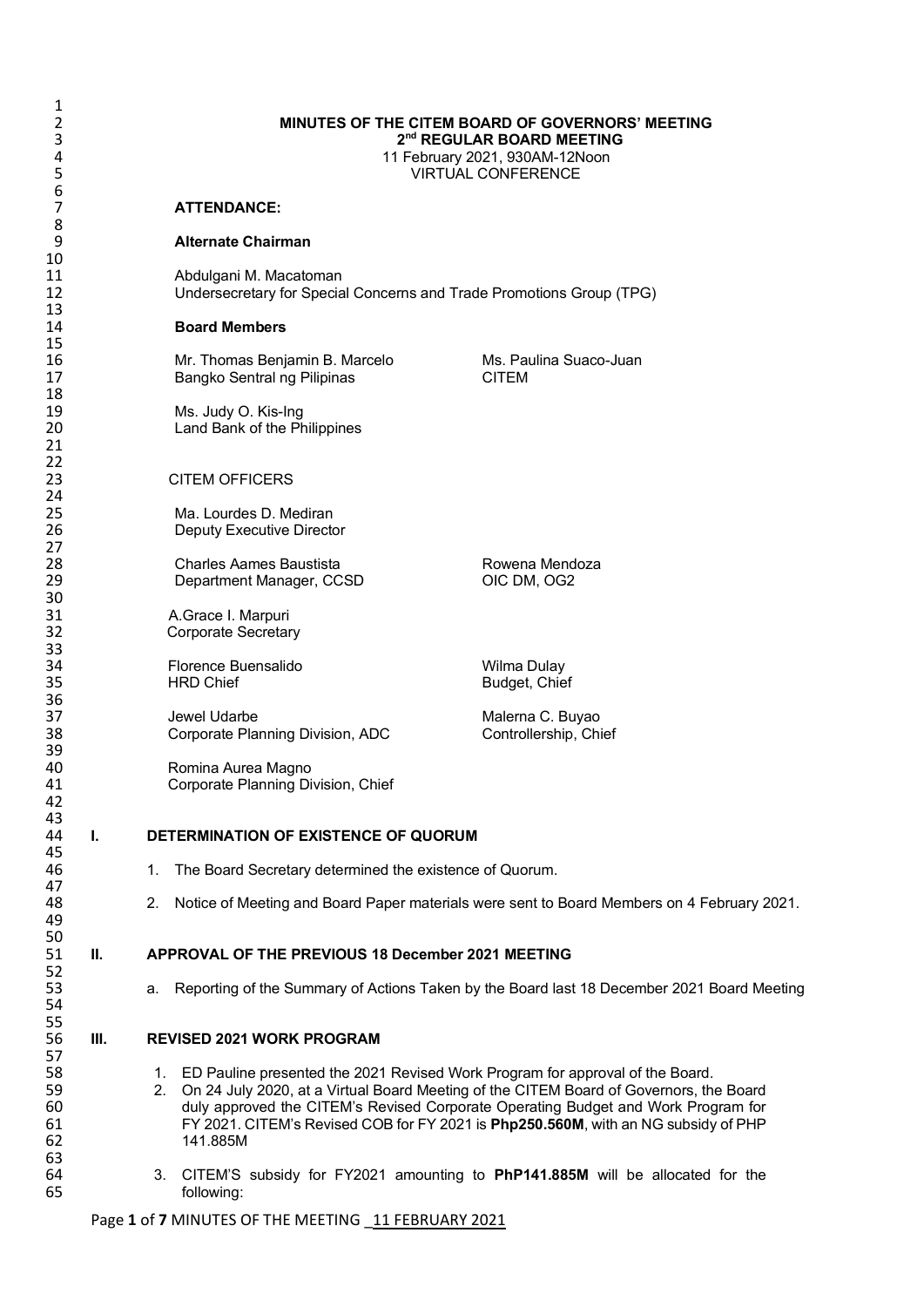**MINUTES OF THE CITEM BOARD OF GOVERNORS' MEETING**
**2nd REGULAR BOARD MEETING**
11 February 2021, 930AM-12Noon
VIRTUAL CONFERENCE

**ATTENDANCE:**

**Alternate Chairman**

Abdulgani M. Macatoman
Undersecretary for Special Concerns and Trade Promotions Group (TPG)

**Board Members**

Mr. Thomas Benjamin B. Marcelo
Bangko Sentral ng Pilipinas

Ms. Paulina Suaco-Juan
CITEM

Ms. Judy O. Kis-Ing
Land Bank of the Philippines

CITEM OFFICERS

Ma. Lourdes D. Mediran
Deputy Executive Director

Charles Aames Baustista
Department Manager, CCSD

Rowena Mendoza
OIC DM, OG2

A.Grace I. Marpuri
Corporate Secretary

Florence Buensalido
HRD Chief

Wilma Dulay
Budget, Chief

Jewel Udarbe
Corporate Planning Division, ADC

Malerna C. Buyao
Controllership, Chief

Romina Aurea Magno
Corporate Planning Division, Chief

## I. DETERMINATION OF EXISTENCE OF QUORUM

1. The Board Secretary determined the existence of Quorum.
2. Notice of Meeting and Board Paper materials were sent to Board Members on 4 February 2021.

## II. APPROVAL OF THE PREVIOUS 18 December 2021 MEETING

a. Reporting of the Summary of Actions Taken by the Board last 18 December 2021 Board Meeting

## III. REVISED 2021 WORK PROGRAM

1. ED Pauline presented the 2021 Revised Work Program for approval of the Board.
2. On 24 July 2020, at a Virtual Board Meeting of the CITEM Board of Governors, the Board duly approved the CITEM's Revised Corporate Operating Budget and Work Program for FY 2021. CITEM's Revised COB for FY 2021 is **Php250.560M**, with an NG subsidy of PHP 141.885M
3. CITEM'S subsidy for FY2021 amounting to **PhP141.885M** will be allocated for the following: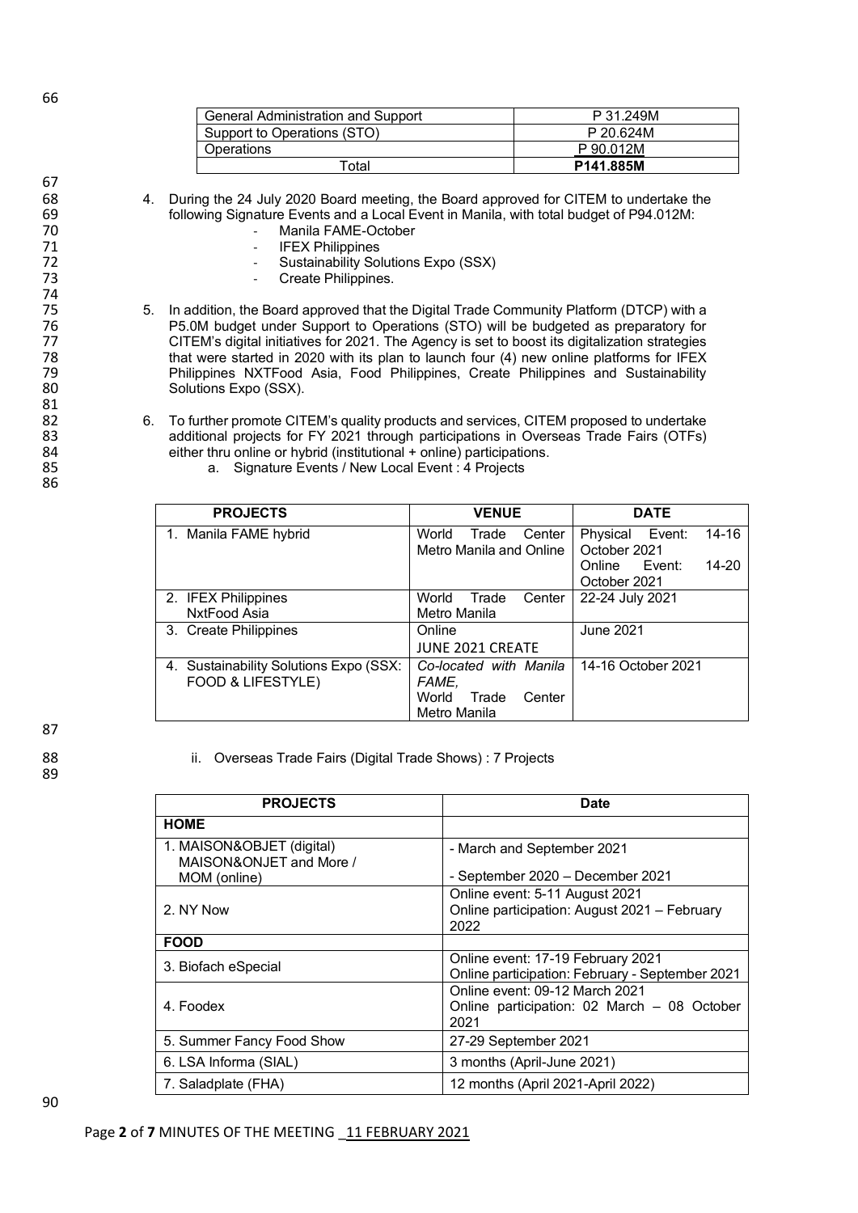| General Administration and Support | P 31.249M |
| --- | --- |
| Support to Operations (STO) | P 20.624M |
| Operations | P 90.012M |
| Total | **P141.885M** |

4. During the 24 July 2020 Board meeting, the Board approved for CITEM to undertake the following Signature Events and a Local Event in Manila, with total budget of P94.012M:
   - Manila FAME-October
   - IFEX Philippines
   - Sustainability Solutions Expo (SSX)
   - Create Philippines.

5. In addition, the Board approved that the Digital Trade Community Platform (DTCP) with a P5.0M budget under Support to Operations (STO) will be budgeted as preparatory for CITEM's digital initiatives for 2021. The Agency is set to boost its digitalization strategies that were started in 2020 with its plan to launch four (4) new online platforms for IFEX Philippines NXTFood Asia, Food Philippines, Create Philippines and Sustainability Solutions Expo (SSX).

6. To further promote CITEM's quality products and services, CITEM proposed to undertake additional projects for FY 2021 through participations in Overseas Trade Fairs (OTFs) either thru online or hybrid (institutional + online) participations.
   a. Signature Events / New Local Event : 4 Projects

| PROJECTS | VENUE | DATE |
| --- | --- | --- |
| 1. Manila FAME hybrid | World Trade Center Metro Manila and Online | Physical Event: 14-16 October 2021<br>Online Event: 14-20 October 2021 |
| 2. IFEX Philippines NxtFood Asia | World Trade Center Metro Manila | 22-24 July 2021 |
| 3. Create Philippines | Online<br>JUNE 2021 CREATE | June 2021 |
| 4. Sustainability Solutions Expo (SSX: FOOD & LIFESTYLE) | *Co-located with Manila FAME,*<br>World Trade Center Metro Manila | 14-16 October 2021 |

   ii. Overseas Trade Fairs (Digital Trade Shows) : 7 Projects

| PROJECTS | Date |
| --- | --- |
| **HOME** | |
| 1. MAISON&OBJET (digital)<br>MAISON&ONJET and More / MOM (online) | - March and September 2021<br>- September 2020 – December 2021 |
| 2. NY Now | Online event: 5-11 August 2021<br>Online participation: August 2021 – February 2022 |
| **FOOD** | |
| 3. Biofach eSpecial | Online event: 17-19 February 2021<br>Online participation: February - September 2021 |
| 4. Foodex | Online event: 09-12 March 2021<br>Online participation: 02 March – 08 October 2021 |
| 5. Summer Fancy Food Show | 27-29 September 2021 |
| 6. LSA Informa (SIAL) | 3 months (April-June 2021) |
| 7. Saladplate (FHA) | 12 months (April 2021-April 2022) |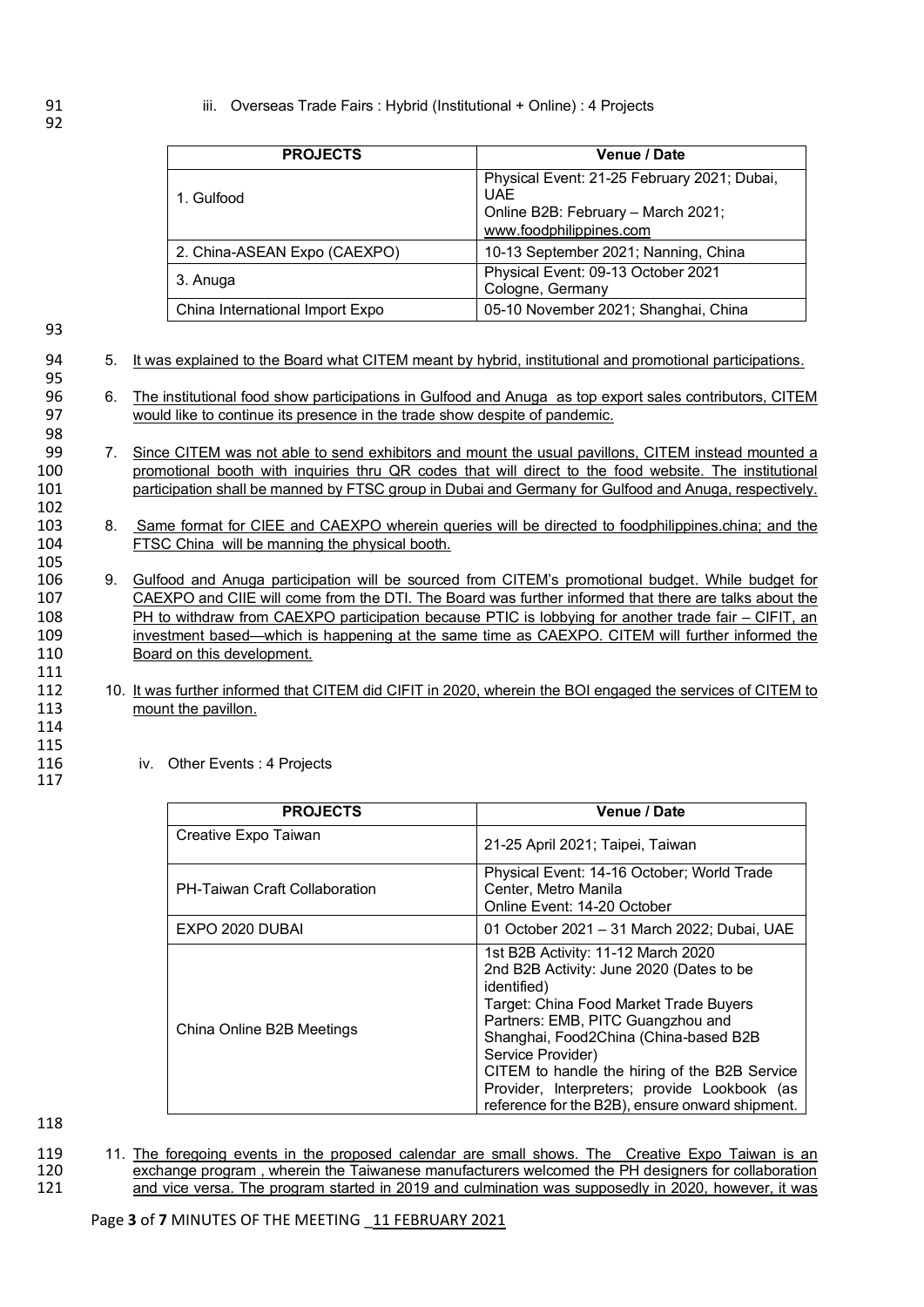iii. Overseas Trade Fairs : Hybrid (Institutional + Online) : 4 Projects

| PROJECTS | Venue / Date |
|---|---|
| 1. Gulfood | Physical Event: 21-25 February 2021; Dubai, UAE<br>Online B2B: February – March 2021; www.foodphilippines.com |
| 2. China-ASEAN Expo (CAEXPO) | 10-13 September 2021; Nanning, China |
| 3. Anuga | Physical Event: 09-13 October 2021 Cologne, Germany |
| China International Import Expo | 05-10 November 2021; Shanghai, China |

5. It was explained to the Board what CITEM meant by hybrid, institutional and promotional participations.

6. The institutional food show participations in Gulfood and Anuga as top export sales contributors, CITEM would like to continue its presence in the trade show despite of pandemic.

7. Since CITEM was not able to send exhibitors and mount the usual pavillons, CITEM instead mounted a promotional booth with inquiries thru QR codes that will direct to the food website. The institutional participation shall be manned by FTSC group in Dubai and Germany for Gulfood and Anuga, respectively.

8. Same format for CIEE and CAEXPO wherein queries will be directed to foodphilippines.china; and the FTSC China will be manning the physical booth.

9. Gulfood and Anuga participation will be sourced from CITEM's promotional budget. While budget for CAEXPO and CIIE will come from the DTI. The Board was further informed that there are talks about the PH to withdraw from CAEXPO participation because PTIC is lobbying for another trade fair – CIFIT, an investment based—which is happening at the same time as CAEXPO. CITEM will further informed the Board on this development.

10. It was further informed that CITEM did CIFIT in 2020, wherein the BOI engaged the services of CITEM to mount the pavillon.

iv. Other Events : 4 Projects

| PROJECTS | Venue / Date |
|---|---|
| Creative Expo Taiwan | 21-25 April 2021; Taipei, Taiwan |
| PH-Taiwan Craft Collaboration | Physical Event: 14-16 October; World Trade Center, Metro Manila<br>Online Event: 14-20 October |
| EXPO 2020 DUBAI | 01 October 2021 – 31 March 2022; Dubai, UAE |
| China Online B2B Meetings | 1st B2B Activity: 11-12 March 2020<br>2nd B2B Activity: June 2020 (Dates to be identified)<br>Target: China Food Market Trade Buyers<br>Partners: EMB, PITC Guangzhou and Shanghai, Food2China (China-based B2B Service Provider)<br>CITEM to handle the hiring of the B2B Service Provider, Interpreters; provide Lookbook (as reference for the B2B), ensure onward shipment. |

11. The foregoing events in the proposed calendar are small shows. The Creative Expo Taiwan is an exchange program , wherein the Taiwanese manufacturers welcomed the PH designers for collaboration and vice versa. The program started in 2019 and culmination was supposedly in 2020, however, it was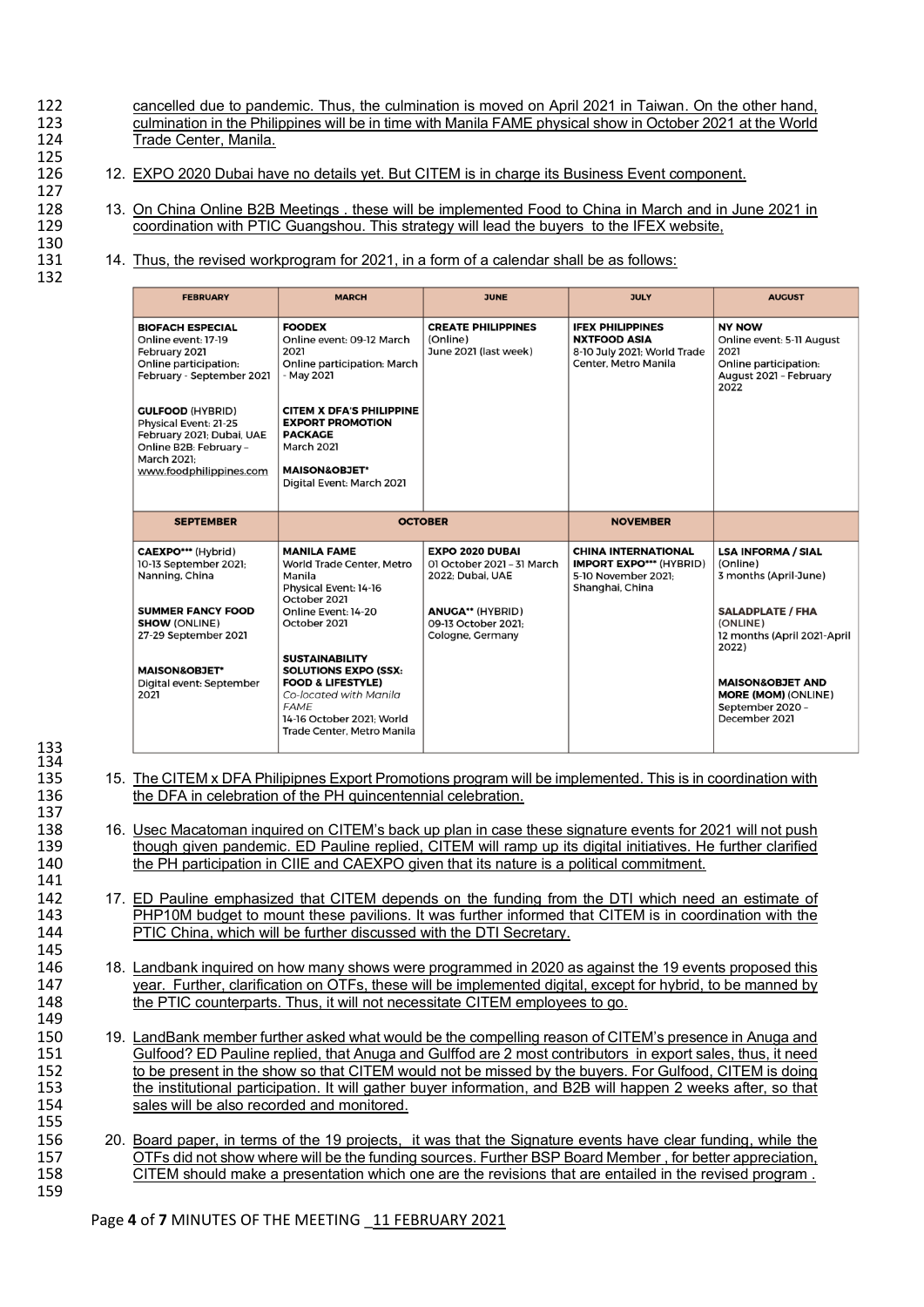cancelled due to pandemic. Thus, the culmination is moved on April 2021 in Taiwan. On the other hand, culmination in the Philippines will be in time with Manila FAME physical show in October 2021 at the World Trade Center, Manila.

12. EXPO 2020 Dubai have no details yet. But CITEM is in charge its Business Event component.

13. On China Online B2B Meetings . these will be implemented Food to China in March and in June 2021 in coordination with PTIC Guangshou. This strategy will lead the buyers to the IFEX website,

14. Thus, the revised workprogram for 2021, in a form of a calendar shall be as follows:

| FEBRUARY | MARCH | JUNE | JULY | AUGUST |
|---|---|---|---|---|
| **BIOFACH ESPECIAL** Online event: 17-19 February 2021 Online participation: February - September 2021<br><br>**GULFOOD** (HYBRID) Physical Event: 21-25 February 2021; Dubai, UAE Online B2B: February – March 2021; www.foodphilippines.com | **FOODEX** Online event: 09-12 March 2021 Online participation: March - May 2021<br><br>**CITEM X DFA'S PHILIPPINE EXPORT PROMOTION PACKAGE** March 2021<br><br>**MAISON&OBJET*** Digital Event: March 2021 | **CREATE PHILIPPINES** (Online) June 2021 (last week) | **IFEX PHILIPPINES NXTFOOD ASIA** 8-10 July 2021; World Trade Center, Metro Manila | **NY NOW** Online event: 5-11 August 2021 Online participation: August 2021 - February 2022 |
| **SEPTEMBER** | **OCTOBER** | | **NOVEMBER** | |
| **CAEXPO***** (Hybrid) 10-13 September 2021; Nanning, China<br><br>**SUMMER FANCY FOOD SHOW** (ONLINE) 27-29 September 2021<br><br>**MAISON&OBJET*** Digital event: September 2021 | **MANILA FAME** World Trade Center, Metro Manila Physical Event: 14-16 October 2021 Online Event: 14-20 October 2021<br><br>**SUSTAINABILITY SOLUTIONS EXPO (SSX: FOOD & LIFESTYLE)** *Co-located with Manila FAME* 14-16 October 2021; World Trade Center, Metro Manila | **EXPO 2020 DUBAI** 01 October 2021 – 31 March 2022; Dubai, UAE<br><br>**ANUGA**** (HYBRID) 09-13 October 2021; Cologne, Germany | **CHINA INTERNATIONAL IMPORT EXPO***** (HYBRID) 5-10 November 2021; Shanghai, China | **LSA INFORMA / SIAL** (Online) 3 months (April-June)<br><br>**SALADPLATE / FHA** (ONLINE) 12 months (April 2021-April 2022)<br><br>**MAISON&OBJET AND MORE (MOM)** (ONLINE) September 2020 – December 2021 |

15. The CITEM x DFA Philipipnes Export Promotions program will be implemented. This is in coordination with the DFA in celebration of the PH quincentennial celebration.

16. Usec Macatoman inquired on CITEM's back up plan in case these signature events for 2021 will not push though given pandemic. ED Pauline replied, CITEM will ramp up its digital initiatives. He further clarified the PH participation in CIIE and CAEXPO given that its nature is a political commitment.

17. ED Pauline emphasized that CITEM depends on the funding from the DTI which need an estimate of PHP10M budget to mount these pavilions. It was further informed that CITEM is in coordination with the PTIC China, which will be further discussed with the DTI Secretary.

18. Landbank inquired on how many shows were programmed in 2020 as against the 19 events proposed this year. Further, clarification on OTFs, these will be implemented digital, except for hybrid, to be manned by the PTIC counterparts. Thus, it will not necessitate CITEM employees to go.

19. LandBank member further asked what would be the compelling reason of CITEM's presence in Anuga and Gulfood? ED Pauline replied, that Anuga and Gulffod are 2 most contributors in export sales, thus, it need to be present in the show so that CITEM would not be missed by the buyers. For Gulfood, CITEM is doing the institutional participation. It will gather buyer information, and B2B will happen 2 weeks after, so that sales will be also recorded and monitored.

20. Board paper, in terms of the 19 projects, it was that the Signature events have clear funding, while the OTFs did not show where will be the funding sources. Further BSP Board Member , for better appreciation, CITEM should make a presentation which one are the revisions that are entailed in the revised program .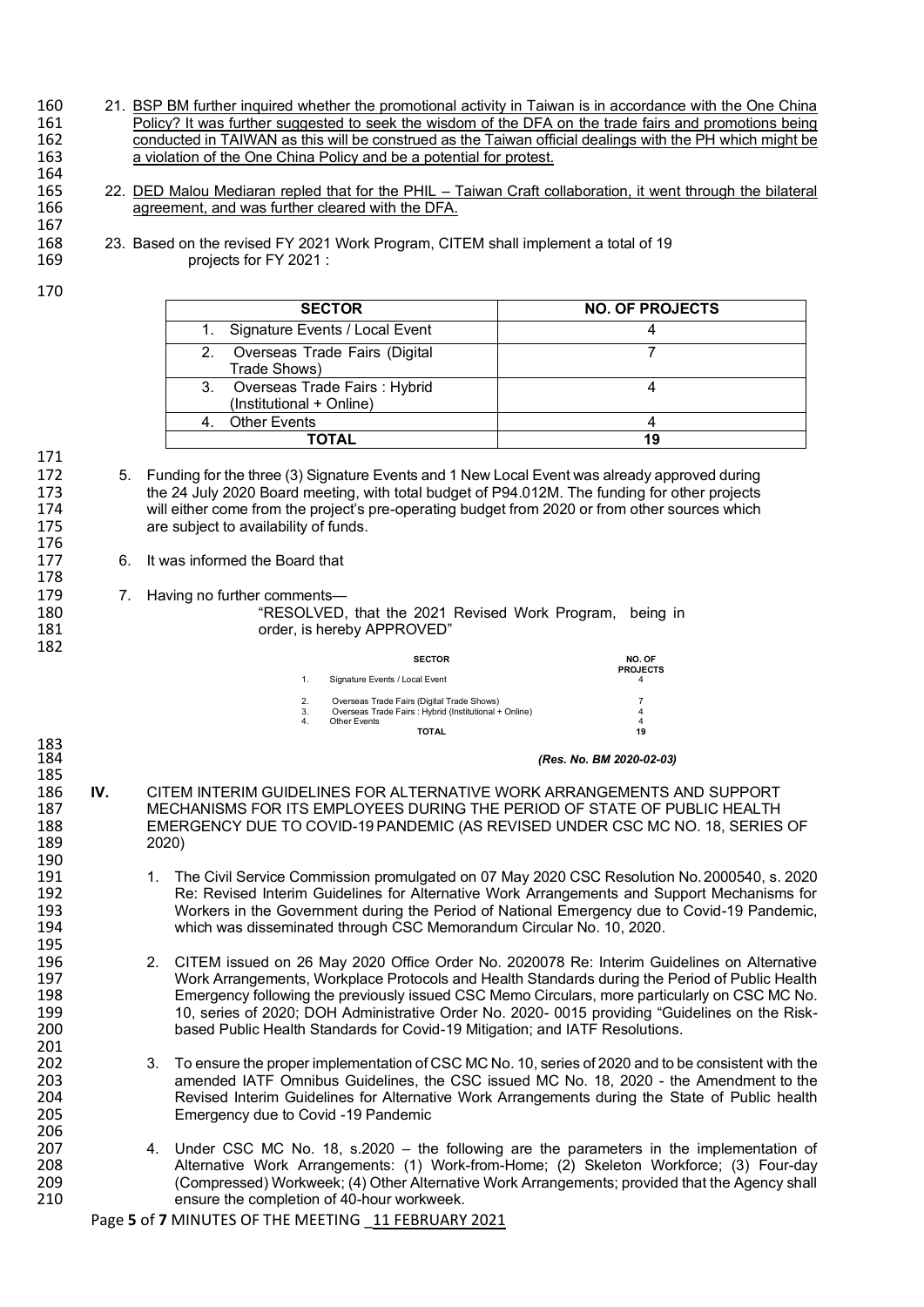21. BSP BM further inquired whether the promotional activity in Taiwan is in accordance with the One China Policy? It was further suggested to seek the wisdom of the DFA on the trade fairs and promotions being conducted in TAIWAN as this will be construed as the Taiwan official dealings with the PH which might be a violation of the One China Policy and be a potential for protest.

22. DED Malou Mediaran repled that for the PHIL – Taiwan Craft collaboration, it went through the bilateral agreement, and was further cleared with the DFA.

23. Based on the revised FY 2021 Work Program, CITEM shall implement a total of 19 projects for FY 2021 :

| SECTOR | NO. OF PROJECTS |
|---|---|
| 1. Signature Events / Local Event | 4 |
| 2. Overseas Trade Fairs (Digital Trade Shows) | 7 |
| 3. Overseas Trade Fairs : Hybrid (Institutional + Online) | 4 |
| 4. Other Events | 4 |
| **TOTAL** | **19** |

5. Funding for the three (3) Signature Events and 1 New Local Event was already approved during the 24 July 2020 Board meeting, with total budget of P94.012M. The funding for other projects will either come from the project's pre-operating budget from 2020 or from other sources which are subject to availability of funds.

6. It was informed the Board that

7. Having no further comments—

"RESOLVED, that the 2021 Revised Work Program, being in order, is hereby APPROVED"

| SECTOR | NO. OF PROJECTS |
|---|---|
| 1. Signature Events / Local Event | 4 |
| 2. Overseas Trade Fairs (Digital Trade Shows) | 7 |
| 3. Overseas Trade Fairs : Hybrid (Institutional + Online) | 4 |
| 4. Other Events | 4 |
| **TOTAL** | **19** |

***(Res. No. BM 2020-02-03)***

## IV. CITEM INTERIM GUIDELINES FOR ALTERNATIVE WORK ARRANGEMENTS AND SUPPORT MECHANISMS FOR ITS EMPLOYEES DURING THE PERIOD OF STATE OF PUBLIC HEALTH EMERGENCY DUE TO COVID-19 PANDEMIC (AS REVISED UNDER CSC MC NO. 18, SERIES OF 2020)

1. The Civil Service Commission promulgated on 07 May 2020 CSC Resolution No. 2000540, s. 2020 Re: Revised Interim Guidelines for Alternative Work Arrangements and Support Mechanisms for Workers in the Government during the Period of National Emergency due to Covid-19 Pandemic, which was disseminated through CSC Memorandum Circular No. 10, 2020.

2. CITEM issued on 26 May 2020 Office Order No. 2020078 Re: Interim Guidelines on Alternative Work Arrangements, Workplace Protocols and Health Standards during the Period of Public Health Emergency following the previously issued CSC Memo Circulars, more particularly on CSC MC No. 10, series of 2020; DOH Administrative Order No. 2020- 0015 providing "Guidelines on the Risk-based Public Health Standards for Covid-19 Mitigation; and IATF Resolutions.

3. To ensure the proper implementation of CSC MC No. 10, series of 2020 and to be consistent with the amended IATF Omnibus Guidelines, the CSC issued MC No. 18, 2020 - the Amendment to the Revised Interim Guidelines for Alternative Work Arrangements during the State of Public health Emergency due to Covid -19 Pandemic

4. Under CSC MC No. 18, s.2020 – the following are the parameters in the implementation of Alternative Work Arrangements: (1) Work-from-Home; (2) Skeleton Workforce; (3) Four-day (Compressed) Workweek; (4) Other Alternative Work Arrangements; provided that the Agency shall ensure the completion of 40-hour workweek.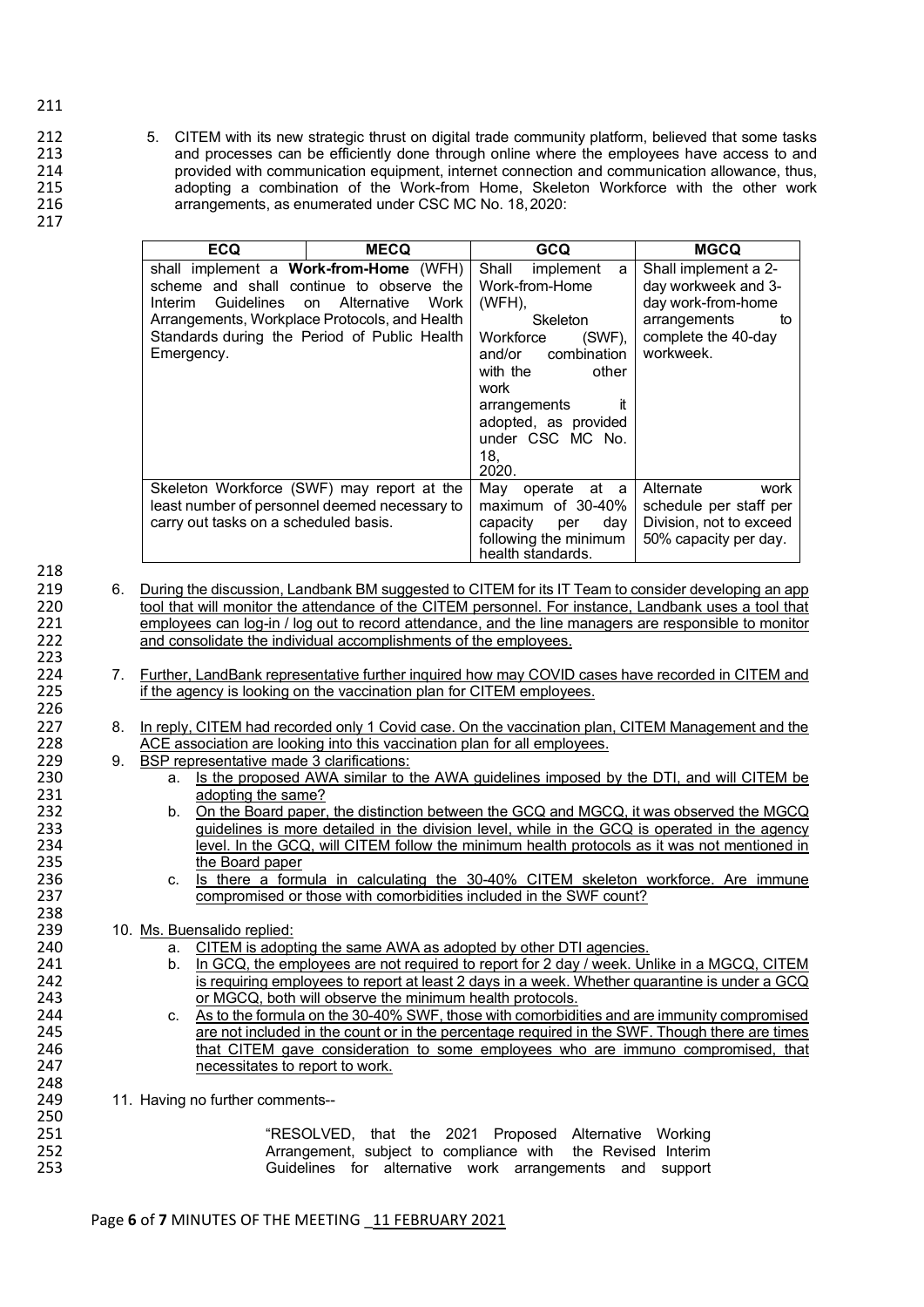5. CITEM with its new strategic thrust on digital trade community platform, believed that some tasks and processes can be efficiently done through online where the employees have access to and provided with communication equipment, internet connection and communication allowance, thus, adopting a combination of the Work-from Home, Skeleton Workforce with the other work arrangements, as enumerated under CSC MC No. 18, 2020:

| ECQ | MECQ | GCQ | MGCQ |
|---|---|---|---|
| shall implement a **Work-from-Home** (WFH) scheme and shall continue to observe the Interim Guidelines on Alternative Work Arrangements, Workplace Protocols, and Health Standards during the Period of Public Health Emergency. | | Shall implement a Work-from-Home (WFH), Skeleton Workforce (SWF), and/or combination with the other work arrangements it adopted, as provided under CSC MC No. 18, 2020. | Shall implement a 2-day workweek and 3-day work-from-home arrangements to complete the 40-day workweek. |
| Skeleton Workforce (SWF) may report at the least number of personnel deemed necessary to carry out tasks on a scheduled basis. | | May operate at a maximum of 30-40% capacity per day following the minimum health standards. | Alternate work schedule per staff per Division, not to exceed 50% capacity per day. |

6. <u>During the discussion, Landbank BM suggested to CITEM for its IT Team to consider developing an app tool that will monitor the attendance of the CITEM personnel. For instance, Landbank uses a tool that employees can log-in / log out to record attendance, and the line managers are responsible to monitor and consolidate the individual accomplishments of the employees.</u>

7. <u>Further, LandBank representative further inquired how may COVID cases have recorded in CITEM and if the agency is looking on the vaccination plan for CITEM employees.</u>

8. <u>In reply, CITEM had recorded only 1 Covid case. On the vaccination plan, CITEM Management and the ACE association are looking into this vaccination plan for all employees.</u>

9. <u>BSP representative made 3 clarifications:</u>
   a. <u>Is the proposed AWA similar to the AWA guidelines imposed by the DTI, and will CITEM be adopting the same?</u>
   b. <u>On the Board paper, the distinction between the GCQ and MGCQ, it was observed the MGCQ guidelines is more detailed in the division level, while in the GCQ is operated in the agency level. In the GCQ, will CITEM follow the minimum health protocols as it was not mentioned in the Board paper</u>
   c. <u>Is there a formula in calculating the 30-40% CITEM skeleton workforce. Are immune compromised or those with comorbidities included in the SWF count?</u>

10. <u>Ms. Buensalido replied:</u>
    a. <u>CITEM is adopting the same AWA as adopted by other DTI agencies.</u>
    b. <u>In GCQ, the employees are not required to report for 2 day / week. Unlike in a MGCQ, CITEM is requiring employees to report at least 2 days in a week. Whether quarantine is under a GCQ or MGCQ, both will observe the minimum health protocols.</u>
    c. <u>As to the formula on the 30-40% SWF, those with comorbidities and are immunity compromised are not included in the count or in the percentage required in the SWF. Though there are times that CITEM gave consideration to some employees who are immuno compromised, that necessitates to report to work.</u>

11. Having no further comments--

> "RESOLVED, that the 2021 Proposed Alternative Working Arrangement, subject to compliance with the Revised Interim Guidelines for alternative work arrangements and support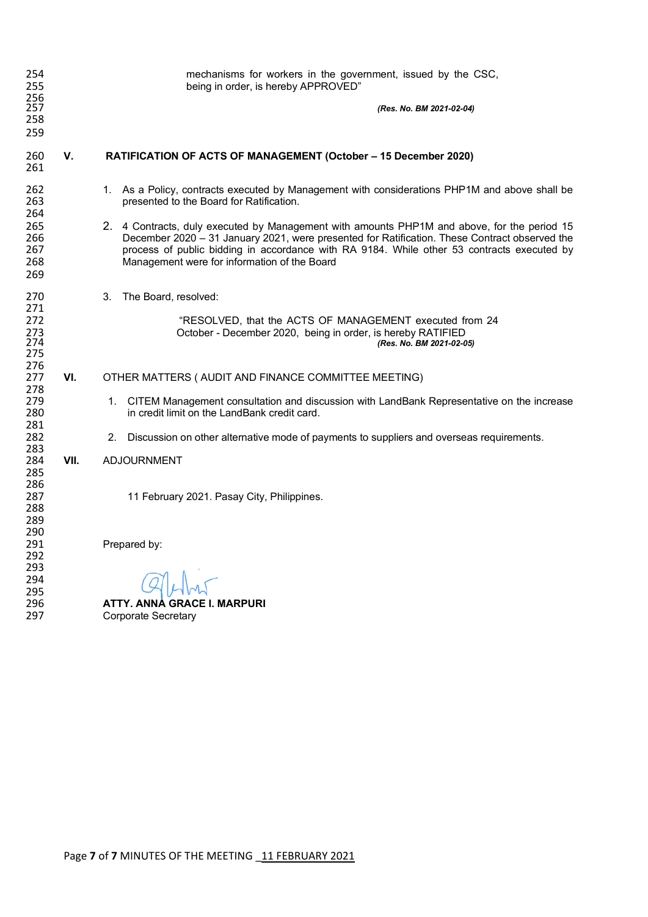mechanisms for workers in the government, issued by the CSC, being in order, is hereby APPROVED"

***(Res. No. BM 2021-02-04)***

## V. RATIFICATION OF ACTS OF MANAGEMENT (October – 15 December 2020)

1. As a Policy, contracts executed by Management with considerations PHP1M and above shall be presented to the Board for Ratification.

2. 4 Contracts, duly executed by Management with amounts PHP1M and above, for the period 15 December 2020 – 31 January 2021, were presented for Ratification. These Contract observed the process of public bidding in accordance with RA 9184. While other 53 contracts executed by Management were for information of the Board

3. The Board, resolved:

   "RESOLVED, that the ACTS OF MANAGEMENT executed from 24 October - December 2020, being in order, is hereby RATIFIED

   ***(Res. No. BM 2021-02-05)***

## VI. OTHER MATTERS ( AUDIT AND FINANCE COMMITTEE MEETING)

1. CITEM Management consultation and discussion with LandBank Representative on the increase in credit limit on the LandBank credit card.

2. Discussion on other alternative mode of payments to suppliers and overseas requirements.

## VII. ADJOURNMENT

11 February 2021. Pasay City, Philippines.

Prepared by:

**ATTY. ANNA GRACE I. MARPURI**
Corporate Secretary